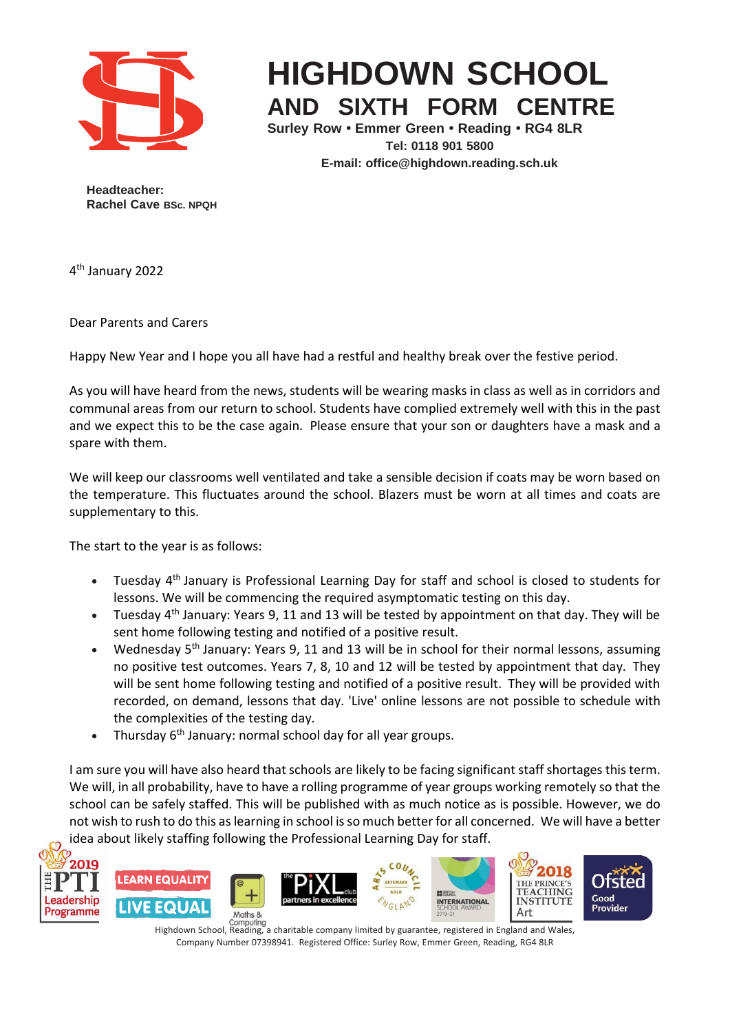# HIGHDOWN SCHOOL

## AND SIXTH FORM CENTRE

**Surley Row • Emmer Green • Reading • RG4 8LR**
**Tel: 0118 901 5800**
**E-mail: office@highdown.reading.sch.uk**

**Headteacher:**
**Rachel Cave BSc. NPQH**

4th January 2022

Dear Parents and Carers

Happy New Year and I hope you all have had a restful and healthy break over the festive period.

As you will have heard from the news, students will be wearing masks in class as well as in corridors and communal areas from our return to school. Students have complied extremely well with this in the past and we expect this to be the case again. Please ensure that your son or daughters have a mask and a spare with them.

We will keep our classrooms well ventilated and take a sensible decision if coats may be worn based on the temperature. This fluctuates around the school. Blazers must be worn at all times and coats are supplementary to this.

The start to the year is as follows:

- Tuesday 4th January is Professional Learning Day for staff and school is closed to students for lessons. We will be commencing the required asymptomatic testing on this day.
- Tuesday 4th January: Years 9, 11 and 13 will be tested by appointment on that day. They will be sent home following testing and notified of a positive result.
- Wednesday 5th January: Years 9, 11 and 13 will be in school for their normal lessons, assuming no positive test outcomes. Years 7, 8, 10 and 12 will be tested by appointment that day. They will be sent home following testing and notified of a positive result. They will be provided with recorded, on demand, lessons that day. 'Live' online lessons are not possible to schedule with the complexities of the testing day.
- Thursday 6th January: normal school day for all year groups.

I am sure you will have also heard that schools are likely to be facing significant staff shortages this term. We will, in all probability, have to have a rolling programme of year groups working remotely so that the school can be safely staffed. This will be published with as much notice as is possible. However, we do not wish to rush to do this as learning in school is so much better for all concerned. We will have a better idea about likely staffing following the Professional Learning Day for staff.

Highdown School, Reading, a charitable company limited by guarantee, registered in England and Wales, Company Number 07398941. Registered Office: Surley Row, Emmer Green, Reading, RG4 8LR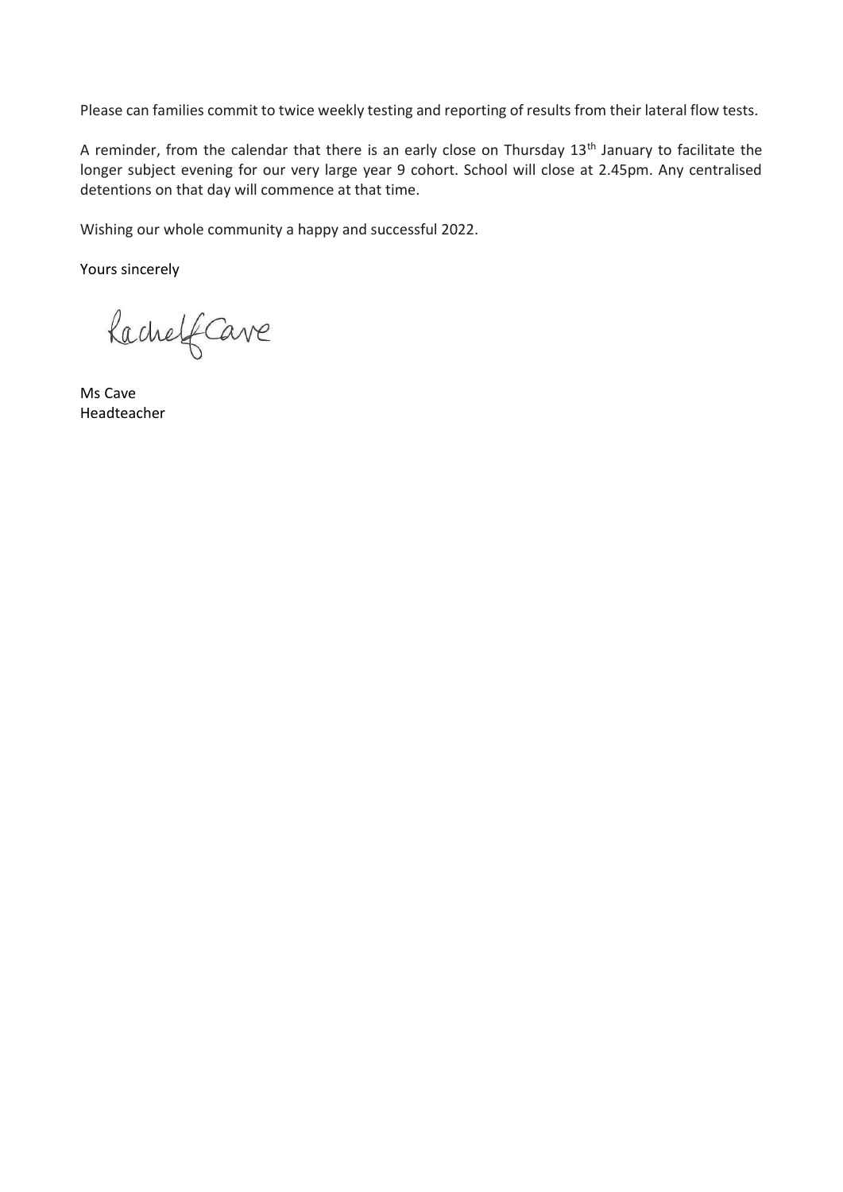Please can families commit to twice weekly testing and reporting of results from their lateral flow tests.

A reminder, from the calendar that there is an early close on Thursday 13th January to facilitate the longer subject evening for our very large year 9 cohort. School will close at 2.45pm. Any centralised detentions on that day will commence at that time.

Wishing our whole community a happy and successful 2022.

Yours sincerely

Rachel Cave

Ms Cave
Headteacher